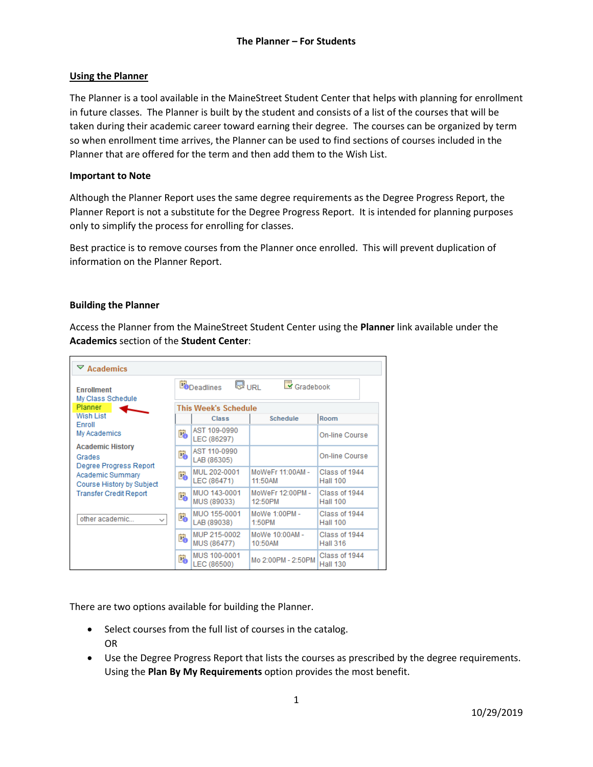# The Planner – For Students

## Using the Planner

The Planner is a tool available in the MaineStreet Student Center that helps with planning for enrollment in future classes. The Planner is built by the student and consists of a list of the courses that will be taken during their academic career toward earning their degree. The courses can be organized by term so when enrollment time arrives, the Planner can be used to find sections of courses included in the Planner that are offered for the term and then add them to the Wish List.

### Important to Note

Although the Planner Report uses the same degree requirements as the Degree Progress Report, the Planner Report is not a substitute for the Degree Progress Report. It is intended for planning purposes only to simplify the process for enrolling for classes.

Best practice is to remove courses from the Planner once enrolled. This will prevent duplication of information on the Planner Report.

### Building the Planner

Access the Planner from the MaineStreet Student Center using the **Planner** link available under the **Academics** section of the **Student Center**:

**Academics**

**Enrollment**
- My Class Schedule
- Planner
- Wish List
- Enroll
- My Academics

**Academic History**
- Grades
- Degree Progress Report
- Academic Summary
- Course History by Subject
- Transfer Credit Report

other academic...

Deadlines | URL | Gradebook

**This Week's Schedule**

| Class | Schedule | Room |
|---|---|---|
| AST 109-0990 LEC (86297) | | On-line Course |
| AST 110-0990 LAB (86305) | | On-line Course |
| MUL 202-0001 LEC (86471) | MoWeFr 11:00AM - 11:50AM | Class of 1944 Hall 100 |
| MUO 143-0001 MUS (89033) | MoWeFr 12:00PM - 12:50PM | Class of 1944 Hall 100 |
| MUO 155-0001 LAB (89038) | MoWe 1:00PM - 1:50PM | Class of 1944 Hall 100 |
| MUP 215-0002 MUS (86477) | MoWe 10:00AM - 10:50AM | Class of 1944 Hall 316 |
| MUS 100-0001 LEC (86500) | Mo 2:00PM - 2:50PM | Class of 1944 Hall 130 |

There are two options available for building the Planner.

- Select courses from the full list of courses in the catalog.
  OR
- Use the Degree Progress Report that lists the courses as prescribed by the degree requirements. Using the **Plan By My Requirements** option provides the most benefit.

10/29/2019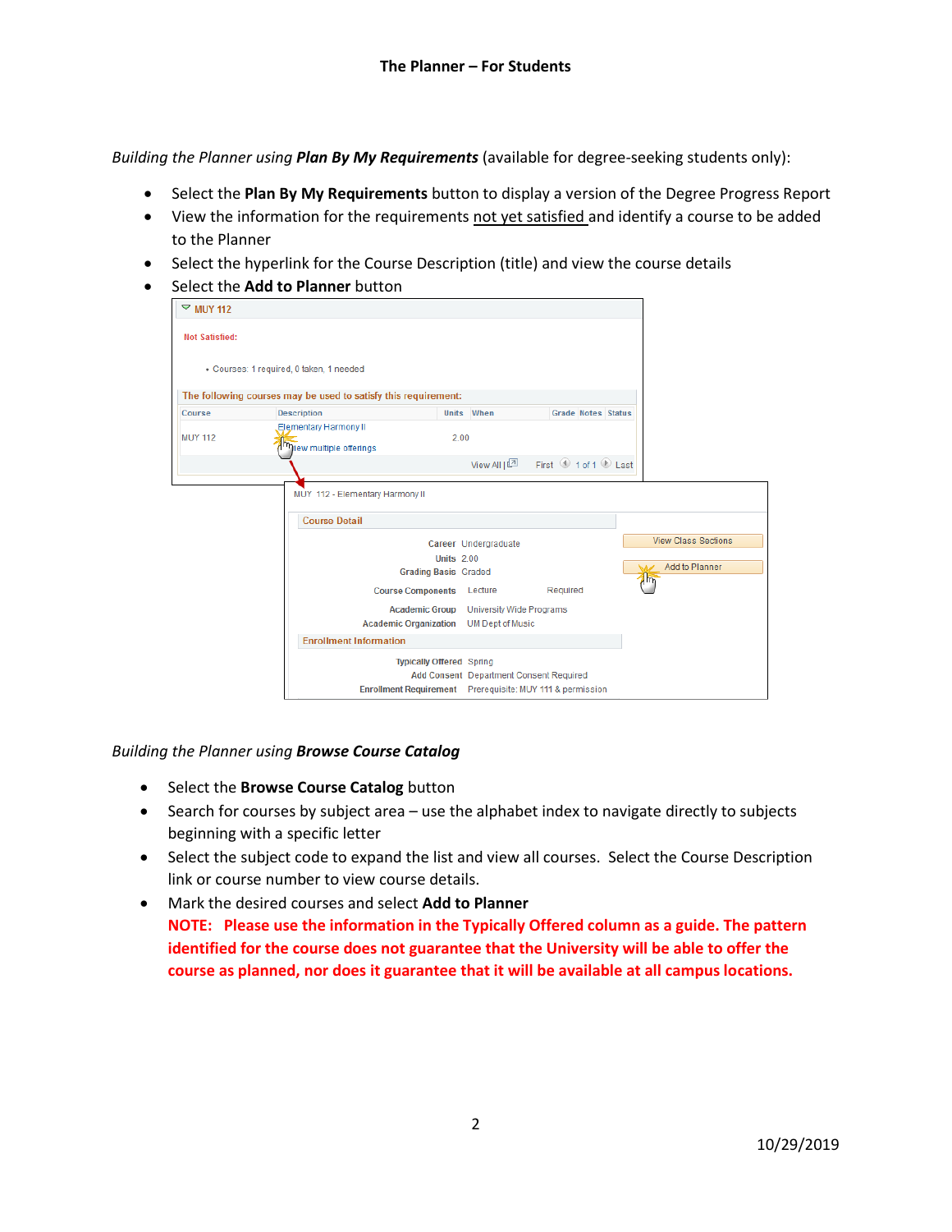*Building the Planner using **Plan By My Requirements*** (available for degree-seeking students only):

- Select the **Plan By My Requirements** button to display a version of the Degree Progress Report
- View the information for the requirements not yet satisfied and identify a course to be added to the Planner
- Select the hyperlink for the Course Description (title) and view the course details
- Select the **Add to Planner** button

*Building the Planner using **Browse Course Catalog***

- Select the **Browse Course Catalog** button
- Search for courses by subject area – use the alphabet index to navigate directly to subjects beginning with a specific letter
- Select the subject code to expand the list and view all courses. Select the Course Description link or course number to view course details.
- Mark the desired courses and select **Add to Planner**

  **NOTE: Please use the information in the Typically Offered column as a guide. The pattern identified for the course does not guarantee that the University will be able to offer the course as planned, nor does it guarantee that it will be available at all campus locations.**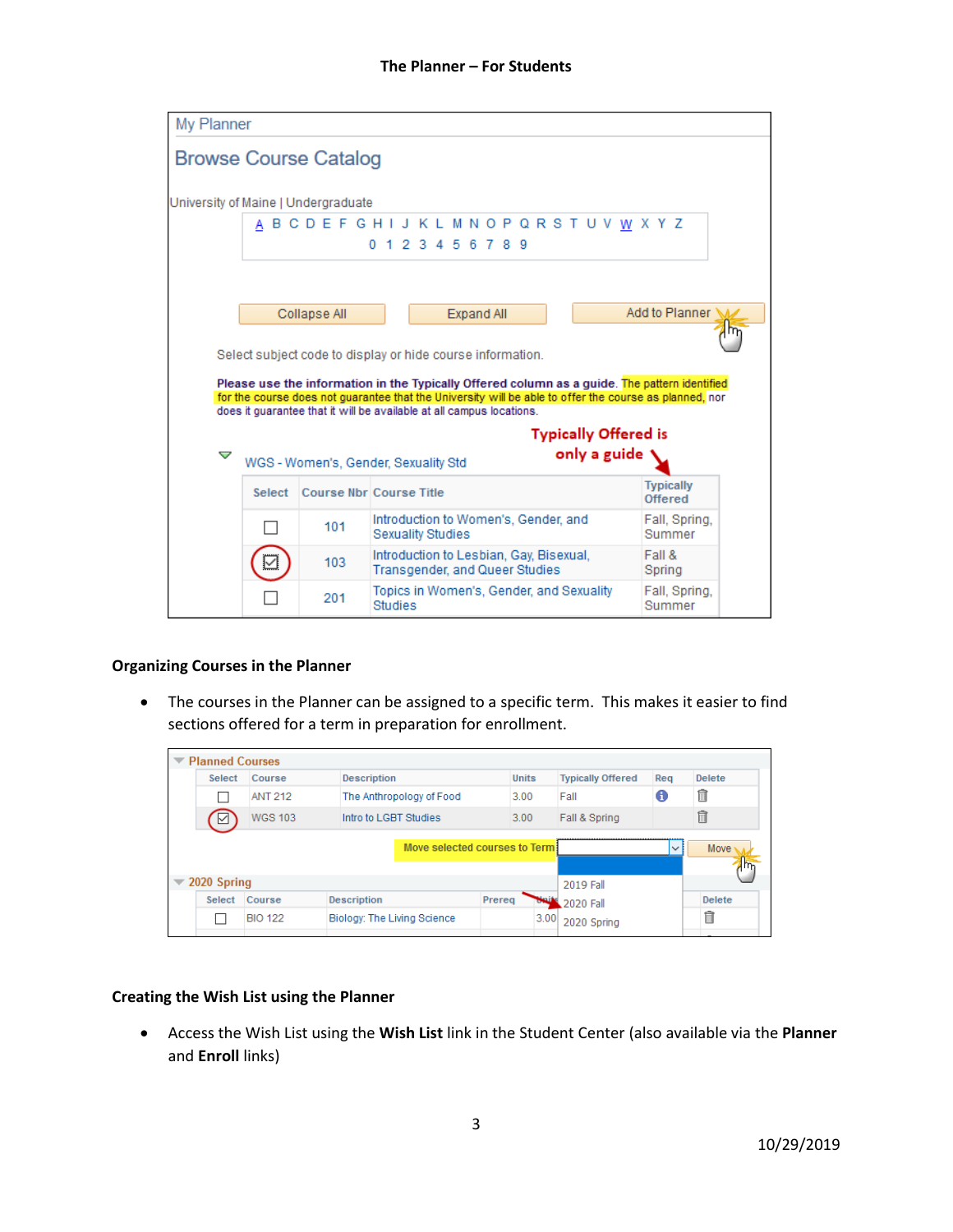My Planner

Browse Course Catalog

University of Maine | Undergraduate

A B C D E F G H I J K L M N O P Q R S T U V W X Y Z
0 1 2 3 4 5 6 7 8 9

Collapse All | Expand All | Add to Planner

Select subject code to display or hide course information.

**Please use the information in the Typically Offered column as a guide.** The pattern identified for the course does not guarantee that the University will be able to offer the course as planned, nor does it guarantee that it will be available at all campus locations.

**Typically Offered is only a guide**

WGS - Women's, Gender, Sexuality Std

| Select | Course Nbr | Course Title | Typically Offered |
|---|---|---|---|
| ☐ | 101 | Introduction to Women's, Gender, and Sexuality Studies | Fall, Spring, Summer |
| ☑ | 103 | Introduction to Lesbian, Gay, Bisexual, Transgender, and Queer Studies | Fall & Spring |
| ☐ | 201 | Topics in Women's, Gender, and Sexuality Studies | Fall, Spring, Summer |

## Organizing Courses in the Planner

- The courses in the Planner can be assigned to a specific term. This makes it easier to find sections offered for a term in preparation for enrollment.

Planned Courses

| Select | Course | Description | Units | Typically Offered | Req | Delete |
|---|---|---|---|---|---|---|
| ☐ | ANT 212 | The Anthropology of Food | 3.00 | Fall | | |
| ☑ | WGS 103 | Intro to LGBT Studies | 3.00 | Fall & Spring | | |

Move selected courses to Term [2019 Fall / 2020 Fall / 2020 Spring] Move

2020 Spring

| Select | Course | Description | Prereq | Units | Delete |
|---|---|---|---|---|---|
| ☐ | BIO 122 | Biology: The Living Science | | 3.00 | |

## Creating the Wish List using the Planner

- Access the Wish List using the **Wish List** link in the Student Center (also available via the **Planner** and **Enroll** links)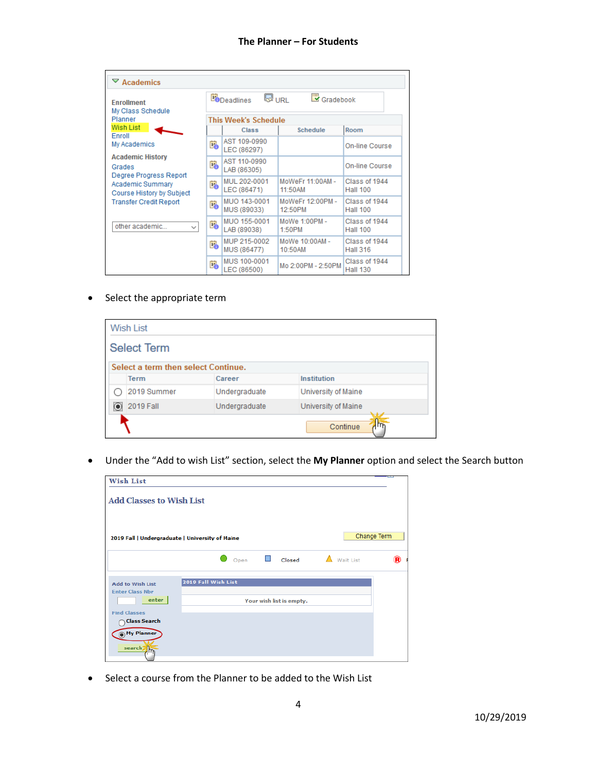- Select the appropriate term

- Under the "Add to wish List" section, select the **My Planner** option and select the Search button

- Select a course from the Planner to be added to the Wish List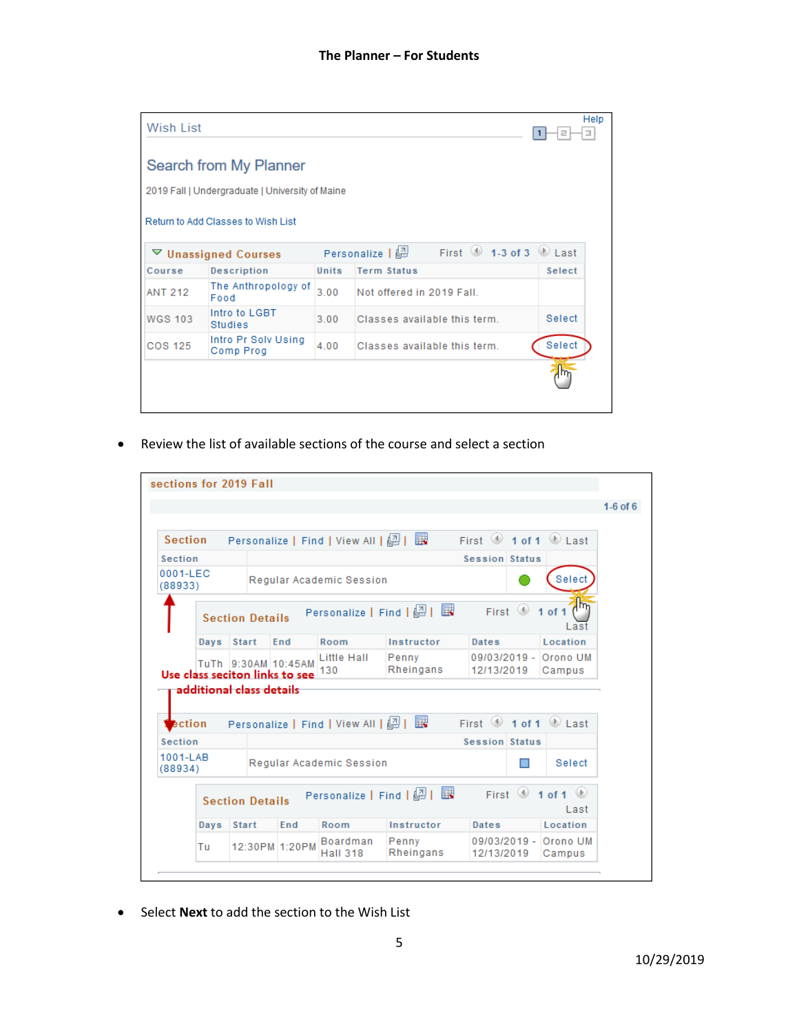Wish List

Help

Search from My Planner

2019 Fall | Undergraduate | University of Maine

Return to Add Classes to Wish List

Unassigned Courses — Personalize | First 1-3 of 3 Last

| Course | Description | Units | Term Status | Select |
|---|---|---|---|---|
| ANT 212 | The Anthropology of Food | 3.00 | Not offered in 2019 Fall. | |
| WGS 103 | Intro to LGBT Studies | 3.00 | Classes available this term. | Select |
| COS 125 | Intro Pr Solv Using Comp Prog | 4.00 | Classes available this term. | Select |

- Review the list of available sections of the course and select a section

sections for 2019 Fall

1-6 of 6

Section — Personalize | Find | View All | First 1 of 1 Last

| Section | Session | Status | |
|---|---|---|---|
| 0001-LEC (88933) | Regular Academic Session | | Select |

Section Details — Personalize | Find | First 1 of 1 Last

| Days | Start | End | Room | Instructor | Dates | Location |
|---|---|---|---|---|---|---|
| TuTh | 9:30AM | 10:45AM | Little Hall 130 | Penny Rheingans | 09/03/2019 - 12/13/2019 | Orono UM Campus |

Use class seciton links to see additional class details

Section — Personalize | Find | View All | First 1 of 1 Last

| Section | Session | Status | |
|---|---|---|---|
| 1001-LAB (88934) | Regular Academic Session | | Select |

Section Details — Personalize | Find | First 1 of 1 Last

| Days | Start | End | Room | Instructor | Dates | Location |
|---|---|---|---|---|---|---|
| Tu | 12:30PM | 1:20PM | Boardman Hall 318 | Penny Rheingans | 09/03/2019 - 12/13/2019 | Orono UM Campus |

- Select **Next** to add the section to the Wish List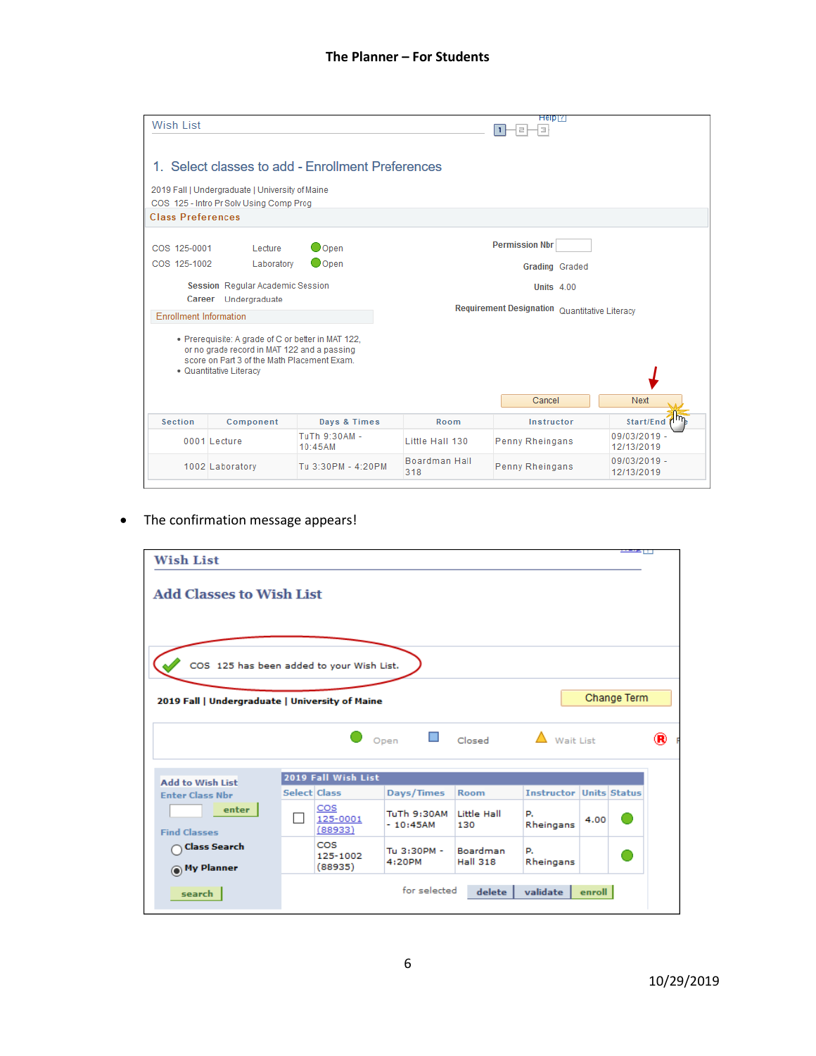**Wish List**

1. Select classes to add - Enrollment Preferences

2019 Fall | Undergraduate | University of Maine
COS 125 - Intro Pr Solv Using Comp Prog

**Class Preferences**

COS 125-0001 Lecture Open
COS 125-1002 Laboratory Open

Permission Nbr
Grading Graded
Units 4.00
Requirement Designation Quantitative Literacy

Session Regular Academic Session
Career Undergraduate

Enrollment Information

- Prerequisite: A grade of C or better in MAT 122, or no grade record in MAT 122 and a passing score on Part 3 of the Math Placement Exam.
- Quantitative Literacy

Cancel | Next

| Section | Component | Days & Times | Room | Instructor | Start/End |
|---|---|---|---|---|---|
| 0001 | Lecture | TuTh 9:30AM - 10:45AM | Little Hall 130 | Penny Rheingans | 09/03/2019 - 12/13/2019 |
| 1002 | Laboratory | Tu 3:30PM - 4:20PM | Boardman Hall 318 | Penny Rheingans | 09/03/2019 - 12/13/2019 |

- The confirmation message appears!

**Wish List**

**Add Classes to Wish List**

COS 125 has been added to your Wish List.

2019 Fall | Undergraduate | University of Maine

Change Term

Open Closed Wait List

Add to Wish List
Enter Class Nbr
enter

Find Classes
Class Search
My Planner
search

2019 Fall Wish List

| Select | Class | Days/Times | Room | Instructor | Units | Status |
|---|---|---|---|---|---|---|
| ☐ | COS 125-0001 (88933) | TuTh 9:30AM - 10:45AM | Little Hall 130 | P. Rheingans | 4.00 | Open |
| | COS 125-1002 (88935) | Tu 3:30PM - 4:20PM | Boardman Hall 318 | P. Rheingans | | Open |

for selected delete validate enroll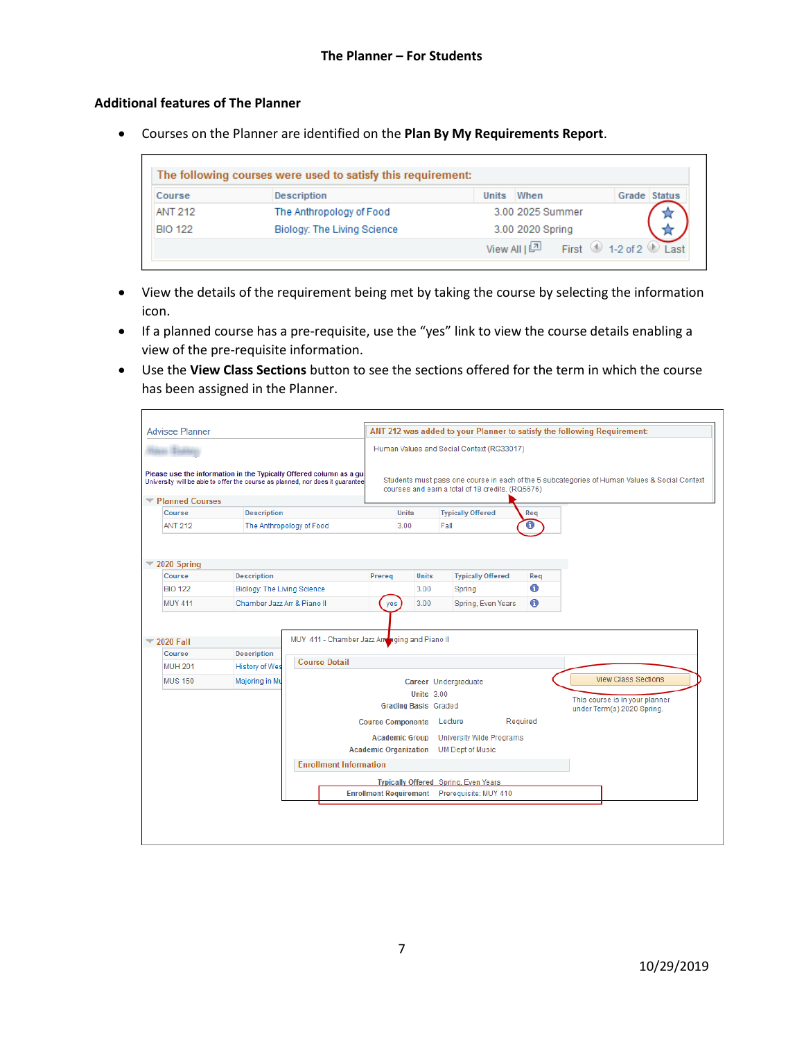## Additional features of The Planner

- Courses on the Planner are identified on the **Plan By My Requirements Report**.

The following courses were used to satisfy this requirement:

| Course | Description | Units | When | Grade | Status |
|---|---|---|---|---|---|
| ANT 212 | The Anthropology of Food | 3.00 | 2025 Summer | | ★ |
| BIO 122 | Biology: The Living Science | 3.00 | 2020 Spring | | ★ |

View All | First 1-2 of 2 Last

- View the details of the requirement being met by taking the course by selecting the information icon.
- If a planned course has a pre-requisite, use the "yes" link to view the course details enabling a view of the pre-requisite information.
- Use the **View Class Sections** button to see the sections offered for the term in which the course has been assigned in the Planner.

Advisee Planner

Please use the information in the Typically Offered column as a gu
University will be able to offer the course as planned, nor does it guarantee

ANT 212 was added to your Planner to satisfy the following Requirement:

Human Values and Social Context (RG33017)

Students must pass one course in each of the 5 subcategories of Human Values & Social Context courses and earn a total of 18 credits. (RQ5676)

Planned Courses

| Course | Description | Units | Typically Offered | Req |
|---|---|---|---|---|
| ANT 212 | The Anthropology of Food | 3.00 | Fall | ℹ |

2020 Spring

| Course | Description | Prereq | Units | Typically Offered | Req |
|---|---|---|---|---|---|
| BIO 122 | Biology: The Living Science | | 3.00 | Spring | ℹ |
| MUY 411 | Chamber Jazz Arr & Piano II | yes | 3.00 | Spring, Even Years | ℹ |

2020 Fall

| Course | Description |
|---|---|
| MUH 201 | History of Wes |
| MUS 150 | Majoring in Mu |

MUY 411 - Chamber Jazz Arranging and Piano II

Course Detail

View Class Sections

This course is in your planner under Term(s) 2020 Spring.

Career Undergraduate
Units 3.00
Grading Basis Graded
Course Components Lecture Required
Academic Group University Wide Programs
Academic Organization UM Dept of Music

Enrollment Information

Typically Offered Spring, Even Years
Enrollment Requirement Prerequisite: MUY 410